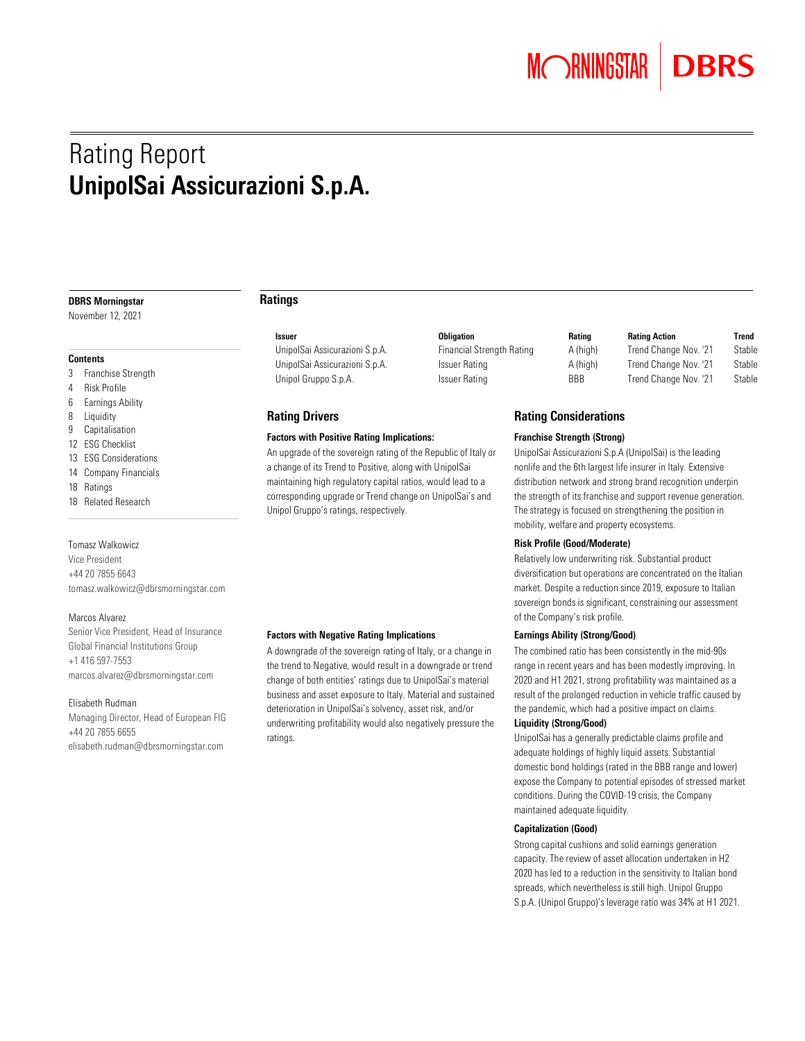# Rating Report
# UnipolSai Assicurazioni S.p.A.

**DBRS Morningstar**
November 12, 2021

**Contents**

3 Franchise Strength
4 Risk Profile
6 Earnings Ability
8 Liquidity
9 Capitalisation
12 ESG Checklist
13 ESG Considerations
14 Company Financials
18 Ratings
18 Related Research

Tomasz Walkowicz
Vice President
+44 20 7855 6643
tomasz.walkowicz@dbrsmorningstar.com

Marcos Alvarez
Senior Vice President, Head of Insurance Global Financial Institutions Group
+1 416 597-7553
marcos.alvarez@dbrsmorningstar.com

Elisabeth Rudman
Managing Director, Head of European FIG
+44 20 7855 6655
elisabeth.rudman@dbrsmorningstar.com

## Ratings

| Issuer | Obligation | Rating | Rating Action | Trend |
|---|---|---|---|---|
| UnipolSai Assicurazioni S.p.A. | Financial Strength Rating | A (high) | Trend Change Nov. '21 | Stable |
| UnipolSai Assicurazioni S.p.A. | Issuer Rating | A (high) | Trend Change Nov. '21 | Stable |
| Unipol Gruppo S.p.A. | Issuer Rating | BBB | Trend Change Nov. '21 | Stable |

## Rating Drivers

**Factors with Positive Rating Implications:**

An upgrade of the sovereign rating of the Republic of Italy or a change of its Trend to Positive, along with UnipolSai maintaining high regulatory capital ratios, would lead to a corresponding upgrade or Trend change on UnipolSai's and Unipol Gruppo's ratings, respectively.

**Factors with Negative Rating Implications**

A downgrade of the sovereign rating of Italy, or a change in the trend to Negative, would result in a downgrade or trend change of both entities' ratings due to UnipolSai's material business and asset exposure to Italy. Material and sustained deterioration in UnipolSai's solvency, asset risk, and/or underwriting profitability would also negatively pressure the ratings.

## Rating Considerations

**Franchise Strength (Strong)**

UnipolSai Assicurazioni S.p.A (UnipolSai) is the leading nonlife and the 6th largest life insurer in Italy. Extensive distribution network and strong brand recognition underpin the strength of its franchise and support revenue generation. The strategy is focused on strengthening the position in mobility, welfare and property ecosystems.

**Risk Profile (Good/Moderate)**

Relatively low underwriting risk. Substantial product diversification but operations are concentrated on the Italian market. Despite a reduction since 2019, exposure to Italian sovereign bonds is significant, constraining our assessment of the Company's risk profile.

**Earnings Ability (Strong/Good)**

The combined ratio has been consistently in the mid-90s range in recent years and has been modestly improving. In 2020 and H1 2021, strong profitability was maintained as a result of the prolonged reduction in vehicle traffic caused by the pandemic, which had a positive impact on claims.

**Liquidity (Strong/Good)**

UnipolSai has a generally predictable claims profile and adequate holdings of highly liquid assets. Substantial domestic bond holdings (rated in the BBB range and lower) expose the Company to potential episodes of stressed market conditions. During the COVID-19 crisis, the Company maintained adequate liquidity.

**Capitalization (Good)**

Strong capital cushions and solid earnings generation capacity. The review of asset allocation undertaken in H2 2020 has led to a reduction in the sensitivity to Italian bond spreads, which nevertheless is still high. Unipol Gruppo S.p.A. (Unipol Gruppo)'s leverage ratio was 34% at H1 2021.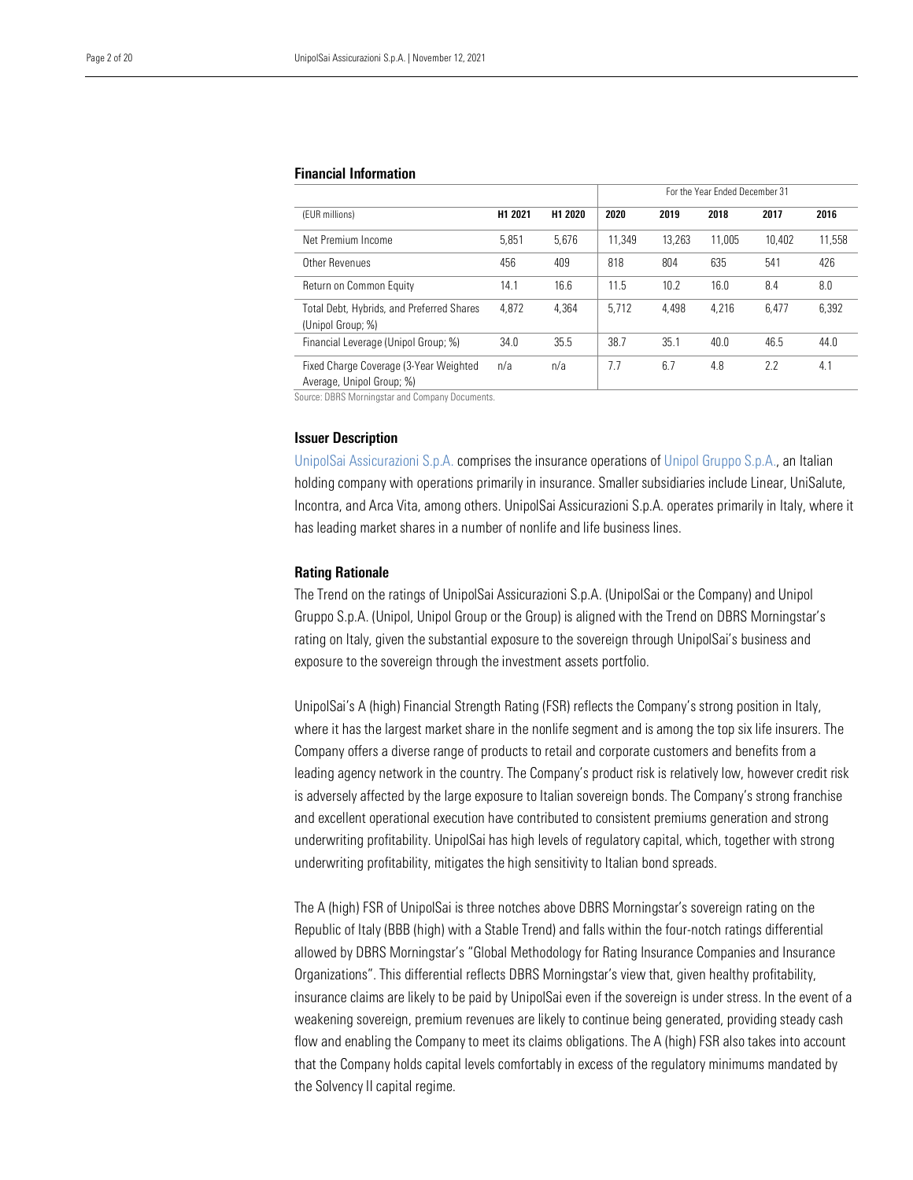## Financial Information

| | | | For the Year Ended December 31 | | | | |
|---|---|---|---|---|---|---|---|
| (EUR millions) | H1 2021 | H1 2020 | 2020 | 2019 | 2018 | 2017 | 2016 |
| Net Premium Income | 5,851 | 5,676 | 11,349 | 13,263 | 11,005 | 10,402 | 11,558 |
| Other Revenues | 456 | 409 | 818 | 804 | 635 | 541 | 426 |
| Return on Common Equity | 14.1 | 16.6 | 11.5 | 10.2 | 16.0 | 8.4 | 8.0 |
| Total Debt, Hybrids, and Preferred Shares (Unipol Group; %) | 4,872 | 4,364 | 5,712 | 4,498 | 4,216 | 6,477 | 6,392 |
| Financial Leverage (Unipol Group; %) | 34.0 | 35.5 | 38.7 | 35.1 | 40.0 | 46.5 | 44.0 |
| Fixed Charge Coverage (3-Year Weighted Average, Unipol Group; %) | n/a | n/a | 7.7 | 6.7 | 4.8 | 2.2 | 4.1 |

Source: DBRS Morningstar and Company Documents.

### Issuer Description

UnipolSai Assicurazioni S.p.A. comprises the insurance operations of Unipol Gruppo S.p.A., an Italian holding company with operations primarily in insurance. Smaller subsidiaries include Linear, UniSalute, Incontra, and Arca Vita, among others. UnipolSai Assicurazioni S.p.A. operates primarily in Italy, where it has leading market shares in a number of nonlife and life business lines.

### Rating Rationale

The Trend on the ratings of UnipolSai Assicurazioni S.p.A. (UnipolSai or the Company) and Unipol Gruppo S.p.A. (Unipol, Unipol Group or the Group) is aligned with the Trend on DBRS Morningstar's rating on Italy, given the substantial exposure to the sovereign through UnipolSai's business and exposure to the sovereign through the investment assets portfolio.

UnipolSai's A (high) Financial Strength Rating (FSR) reflects the Company's strong position in Italy, where it has the largest market share in the nonlife segment and is among the top six life insurers. The Company offers a diverse range of products to retail and corporate customers and benefits from a leading agency network in the country. The Company's product risk is relatively low, however credit risk is adversely affected by the large exposure to Italian sovereign bonds. The Company's strong franchise and excellent operational execution have contributed to consistent premiums generation and strong underwriting profitability. UnipolSai has high levels of regulatory capital, which, together with strong underwriting profitability, mitigates the high sensitivity to Italian bond spreads.

The A (high) FSR of UnipolSai is three notches above DBRS Morningstar's sovereign rating on the Republic of Italy (BBB (high) with a Stable Trend) and falls within the four-notch ratings differential allowed by DBRS Morningstar's "Global Methodology for Rating Insurance Companies and Insurance Organizations". This differential reflects DBRS Morningstar's view that, given healthy profitability, insurance claims are likely to be paid by UnipolSai even if the sovereign is under stress. In the event of a weakening sovereign, premium revenues are likely to continue being generated, providing steady cash flow and enabling the Company to meet its claims obligations. The A (high) FSR also takes into account that the Company holds capital levels comfortably in excess of the regulatory minimums mandated by the Solvency II capital regime.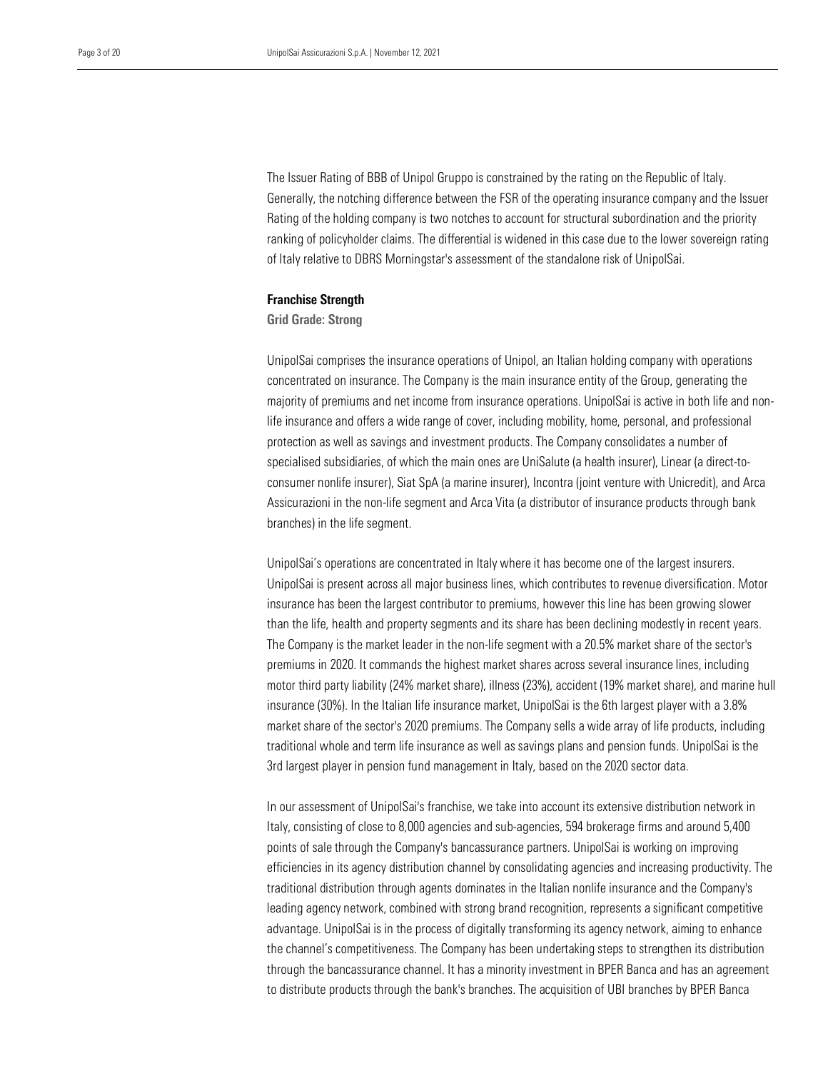The Issuer Rating of BBB of Unipol Gruppo is constrained by the rating on the Republic of Italy. Generally, the notching difference between the FSR of the operating insurance company and the Issuer Rating of the holding company is two notches to account for structural subordination and the priority ranking of policyholder claims. The differential is widened in this case due to the lower sovereign rating of Italy relative to DBRS Morningstar's assessment of the standalone risk of UnipolSai.

### Franchise Strength

**Grid Grade: Strong**

UnipolSai comprises the insurance operations of Unipol, an Italian holding company with operations concentrated on insurance. The Company is the main insurance entity of the Group, generating the majority of premiums and net income from insurance operations. UnipolSai is active in both life and non-life insurance and offers a wide range of cover, including mobility, home, personal, and professional protection as well as savings and investment products. The Company consolidates a number of specialised subsidiaries, of which the main ones are UniSalute (a health insurer), Linear (a direct-to-consumer nonlife insurer), Siat SpA (a marine insurer), Incontra (joint venture with Unicredit), and Arca Assicurazioni in the non-life segment and Arca Vita (a distributor of insurance products through bank branches) in the life segment.

UnipolSai's operations are concentrated in Italy where it has become one of the largest insurers. UnipolSai is present across all major business lines, which contributes to revenue diversification. Motor insurance has been the largest contributor to premiums, however this line has been growing slower than the life, health and property segments and its share has been declining modestly in recent years. The Company is the market leader in the non-life segment with a 20.5% market share of the sector's premiums in 2020. It commands the highest market shares across several insurance lines, including motor third party liability (24% market share), illness (23%), accident (19% market share), and marine hull insurance (30%). In the Italian life insurance market, UnipolSai is the 6th largest player with a 3.8% market share of the sector's 2020 premiums. The Company sells a wide array of life products, including traditional whole and term life insurance as well as savings plans and pension funds. UnipolSai is the 3rd largest player in pension fund management in Italy, based on the 2020 sector data.

In our assessment of UnipolSai's franchise, we take into account its extensive distribution network in Italy, consisting of close to 8,000 agencies and sub-agencies, 594 brokerage firms and around 5,400 points of sale through the Company's bancassurance partners. UnipolSai is working on improving efficiencies in its agency distribution channel by consolidating agencies and increasing productivity. The traditional distribution through agents dominates in the Italian nonlife insurance and the Company's leading agency network, combined with strong brand recognition, represents a significant competitive advantage. UnipolSai is in the process of digitally transforming its agency network, aiming to enhance the channel's competitiveness. The Company has been undertaking steps to strengthen its distribution through the bancassurance channel. It has a minority investment in BPER Banca and has an agreement to distribute products through the bank's branches. The acquisition of UBI branches by BPER Banca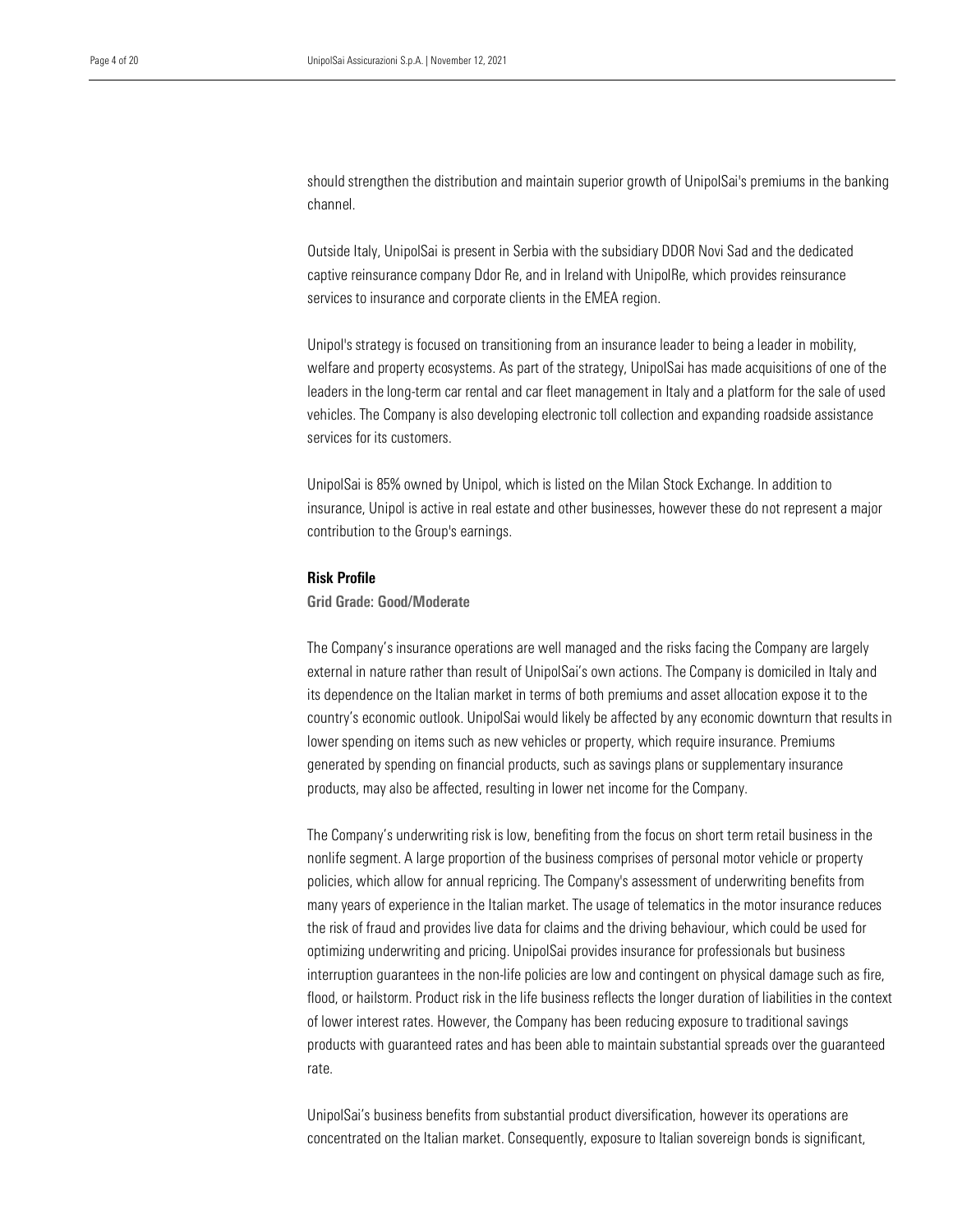should strengthen the distribution and maintain superior growth of UnipolSai's premiums in the banking channel.

Outside Italy, UnipolSai is present in Serbia with the subsidiary DDOR Novi Sad and the dedicated captive reinsurance company Ddor Re, and in Ireland with UnipolRe, which provides reinsurance services to insurance and corporate clients in the EMEA region.

Unipol's strategy is focused on transitioning from an insurance leader to being a leader in mobility, welfare and property ecosystems. As part of the strategy, UnipolSai has made acquisitions of one of the leaders in the long-term car rental and car fleet management in Italy and a platform for the sale of used vehicles. The Company is also developing electronic toll collection and expanding roadside assistance services for its customers.

UnipolSai is 85% owned by Unipol, which is listed on the Milan Stock Exchange. In addition to insurance, Unipol is active in real estate and other businesses, however these do not represent a major contribution to the Group's earnings.

### Risk Profile

**Grid Grade: Good/Moderate**

The Company's insurance operations are well managed and the risks facing the Company are largely external in nature rather than result of UnipolSai's own actions. The Company is domiciled in Italy and its dependence on the Italian market in terms of both premiums and asset allocation expose it to the country's economic outlook. UnipolSai would likely be affected by any economic downturn that results in lower spending on items such as new vehicles or property, which require insurance. Premiums generated by spending on financial products, such as savings plans or supplementary insurance products, may also be affected, resulting in lower net income for the Company.

The Company's underwriting risk is low, benefiting from the focus on short term retail business in the nonlife segment. A large proportion of the business comprises of personal motor vehicle or property policies, which allow for annual repricing. The Company's assessment of underwriting benefits from many years of experience in the Italian market. The usage of telematics in the motor insurance reduces the risk of fraud and provides live data for claims and the driving behaviour, which could be used for optimizing underwriting and pricing. UnipolSai provides insurance for professionals but business interruption guarantees in the non-life policies are low and contingent on physical damage such as fire, flood, or hailstorm. Product risk in the life business reflects the longer duration of liabilities in the context of lower interest rates. However, the Company has been reducing exposure to traditional savings products with guaranteed rates and has been able to maintain substantial spreads over the guaranteed rate.

UnipolSai's business benefits from substantial product diversification, however its operations are concentrated on the Italian market. Consequently, exposure to Italian sovereign bonds is significant,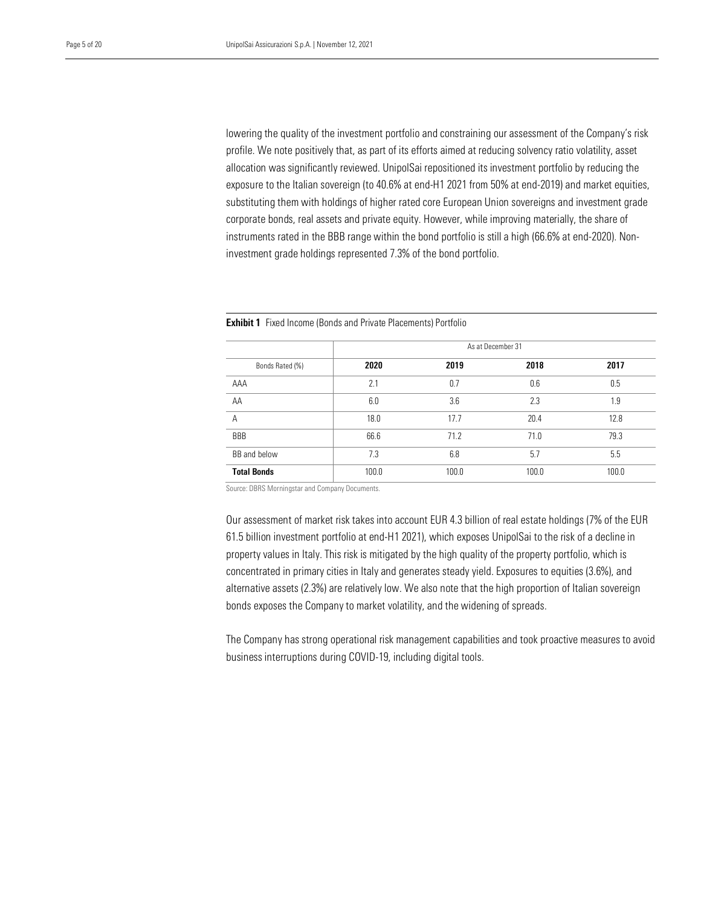lowering the quality of the investment portfolio and constraining our assessment of the Company's risk profile. We note positively that, as part of its efforts aimed at reducing solvency ratio volatility, asset allocation was significantly reviewed. UnipolSai repositioned its investment portfolio by reducing the exposure to the Italian sovereign (to 40.6% at end-H1 2021 from 50% at end-2019) and market equities, substituting them with holdings of higher rated core European Union sovereigns and investment grade corporate bonds, real assets and private equity. However, while improving materially, the share of instruments rated in the BBB range within the bond portfolio is still a high (66.6% at end-2020). Non-investment grade holdings represented 7.3% of the bond portfolio.

**Exhibit 1** Fixed Income (Bonds and Private Placements) Portfolio

| | As at December 31 | | | |
|---|---|---|---|---|
| Bonds Rated (%) | **2020** | **2019** | **2018** | **2017** |
| AAA | 2.1 | 0.7 | 0.6 | 0.5 |
| AA | 6.0 | 3.6 | 2.3 | 1.9 |
| A | 18.0 | 17.7 | 20.4 | 12.8 |
| BBB | 66.6 | 71.2 | 71.0 | 79.3 |
| BB and below | 7.3 | 6.8 | 5.7 | 5.5 |
| **Total Bonds** | 100.0 | 100.0 | 100.0 | 100.0 |

Source: DBRS Morningstar and Company Documents.

Our assessment of market risk takes into account EUR 4.3 billion of real estate holdings (7% of the EUR 61.5 billion investment portfolio at end-H1 2021), which exposes UnipolSai to the risk of a decline in property values in Italy. This risk is mitigated by the high quality of the property portfolio, which is concentrated in primary cities in Italy and generates steady yield. Exposures to equities (3.6%), and alternative assets (2.3%) are relatively low. We also note that the high proportion of Italian sovereign bonds exposes the Company to market volatility, and the widening of spreads.

The Company has strong operational risk management capabilities and took proactive measures to avoid business interruptions during COVID-19, including digital tools.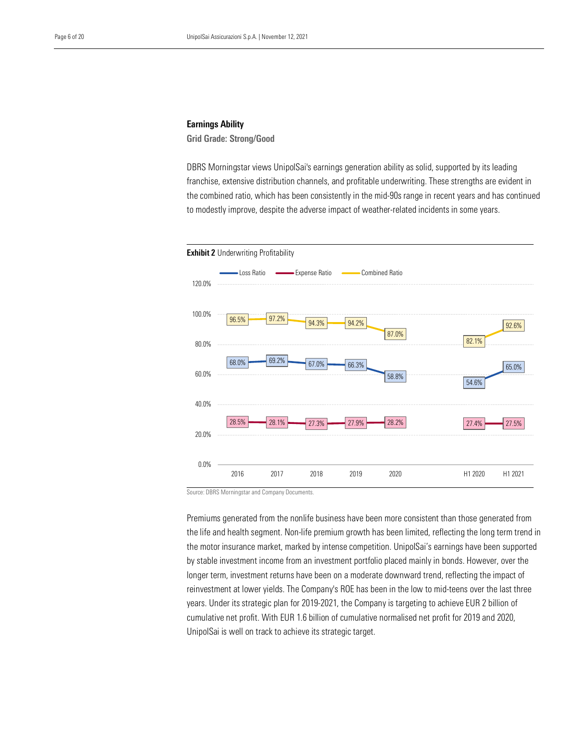## Earnings Ability

**Grid Grade: Strong/Good**

DBRS Morningstar views UnipolSai's earnings generation ability as solid, supported by its leading franchise, extensive distribution channels, and profitable underwriting. These strengths are evident in the combined ratio, which has been consistently in the mid-90s range in recent years and has continued to modestly improve, despite the adverse impact of weather-related incidents in some years.

**Exhibit 2** Underwriting Profitability

| | 2016 | 2017 | 2018 | 2019 | 2020 | H1 2020 | H1 2021 |
|---|---|---|---|---|---|---|---|
| Loss Ratio | 68.0% | 69.2% | 67.0% | 66.3% | 58.8% | 54.6% | 65.0% |
| Expense Ratio | 28.5% | 28.1% | 27.3% | 27.9% | 28.2% | 27.4% | 27.5% |
| Combined Ratio | 96.5% | 97.2% | 94.3% | 94.2% | 87.0% | 82.1% | 92.6% |

Source: DBRS Morningstar and Company Documents.

Premiums generated from the nonlife business have been more consistent than those generated from the life and health segment. Non-life premium growth has been limited, reflecting the long term trend in the motor insurance market, marked by intense competition. UnipolSai's earnings have been supported by stable investment income from an investment portfolio placed mainly in bonds. However, over the longer term, investment returns have been on a moderate downward trend, reflecting the impact of reinvestment at lower yields. The Company's ROE has been in the low to mid-teens over the last three years. Under its strategic plan for 2019-2021, the Company is targeting to achieve EUR 2 billion of cumulative net profit. With EUR 1.6 billion of cumulative normalised net profit for 2019 and 2020, UnipolSai is well on track to achieve its strategic target.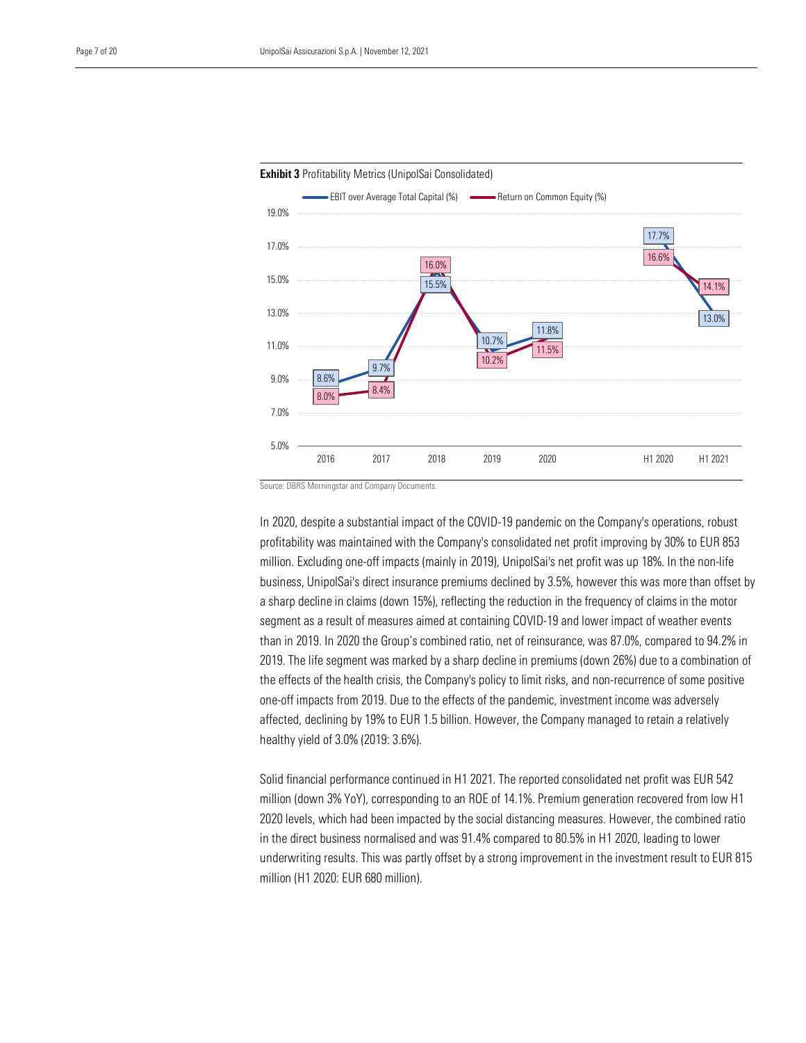**Exhibit 3** Profitability Metrics (UnipolSai Consolidated)

| | 2016 | 2017 | 2018 | 2019 | 2020 | H1 2020 | H1 2021 |
|---|---|---|---|---|---|---|---|
| EBIT over Average Total Capital (%) | 8.6% | 9.7% | 15.5% | 10.7% | 11.8% | 17.7% | 13.0% |
| Return on Common Equity (%) | 8.0% | 8.4% | 16.0% | 10.2% | 11.5% | 16.6% | 14.1% |

Source: DBRS Morningstar and Company Documents.

In 2020, despite a substantial impact of the COVID-19 pandemic on the Company's operations, robust profitability was maintained with the Company's consolidated net profit improving by 30% to EUR 853 million. Excluding one-off impacts (mainly in 2019), UnipolSai's net profit was up 18%. In the non-life business, UnipolSai's direct insurance premiums declined by 3.5%, however this was more than offset by a sharp decline in claims (down 15%), reflecting the reduction in the frequency of claims in the motor segment as a result of measures aimed at containing COVID-19 and lower impact of weather events than in 2019. In 2020 the Group's combined ratio, net of reinsurance, was 87.0%, compared to 94.2% in 2019. The life segment was marked by a sharp decline in premiums (down 26%) due to a combination of the effects of the health crisis, the Company's policy to limit risks, and non-recurrence of some positive one-off impacts from 2019. Due to the effects of the pandemic, investment income was adversely affected, declining by 19% to EUR 1.5 billion. However, the Company managed to retain a relatively healthy yield of 3.0% (2019: 3.6%).

Solid financial performance continued in H1 2021. The reported consolidated net profit was EUR 542 million (down 3% YoY), corresponding to an ROE of 14.1%. Premium generation recovered from low H1 2020 levels, which had been impacted by the social distancing measures. However, the combined ratio in the direct business normalised and was 91.4% compared to 80.5% in H1 2020, leading to lower underwriting results. This was partly offset by a strong improvement in the investment result to EUR 815 million (H1 2020: EUR 680 million).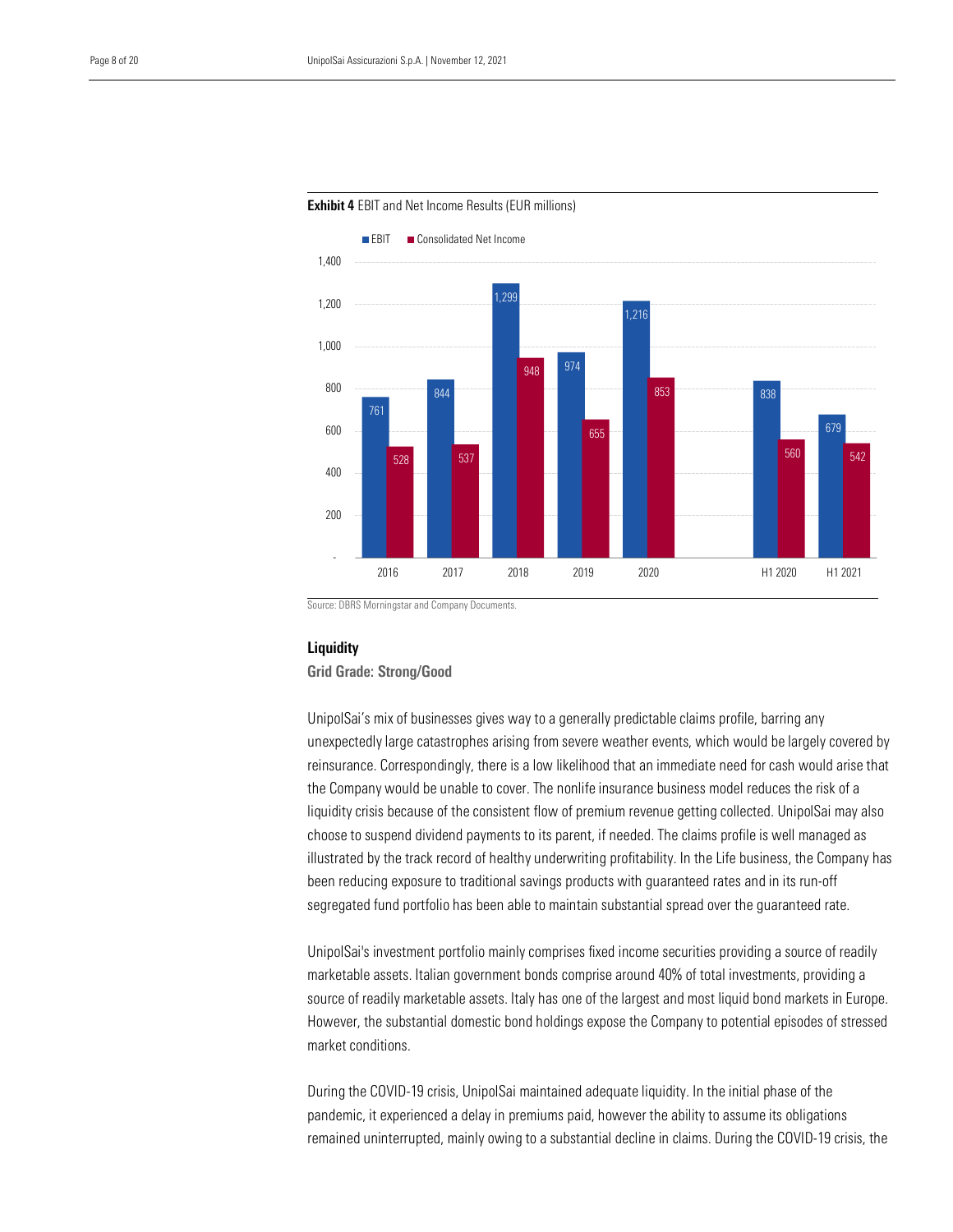**Exhibit 4** EBIT and Net Income Results (EUR millions)

| | EBIT | Consolidated Net Income |
|---|---|---|
| 2016 | 761 | 528 |
| 2017 | 844 | 537 |
| 2018 | 1,299 | 948 |
| 2019 | 974 | 655 |
| 2020 | 1,216 | 853 |
| H1 2020 | 838 | 560 |
| H1 2021 | 679 | 542 |

Source: DBRS Morningstar and Company Documents.

## Liquidity

**Grid Grade: Strong/Good**

UnipolSai's mix of businesses gives way to a generally predictable claims profile, barring any unexpectedly large catastrophes arising from severe weather events, which would be largely covered by reinsurance. Correspondingly, there is a low likelihood that an immediate need for cash would arise that the Company would be unable to cover. The nonlife insurance business model reduces the risk of a liquidity crisis because of the consistent flow of premium revenue getting collected. UnipolSai may also choose to suspend dividend payments to its parent, if needed. The claims profile is well managed as illustrated by the track record of healthy underwriting profitability. In the Life business, the Company has been reducing exposure to traditional savings products with guaranteed rates and in its run-off segregated fund portfolio has been able to maintain substantial spread over the guaranteed rate.

UnipolSai's investment portfolio mainly comprises fixed income securities providing a source of readily marketable assets. Italian government bonds comprise around 40% of total investments, providing a source of readily marketable assets. Italy has one of the largest and most liquid bond markets in Europe. However, the substantial domestic bond holdings expose the Company to potential episodes of stressed market conditions.

During the COVID-19 crisis, UnipolSai maintained adequate liquidity. In the initial phase of the pandemic, it experienced a delay in premiums paid, however the ability to assume its obligations remained uninterrupted, mainly owing to a substantial decline in claims. During the COVID-19 crisis, the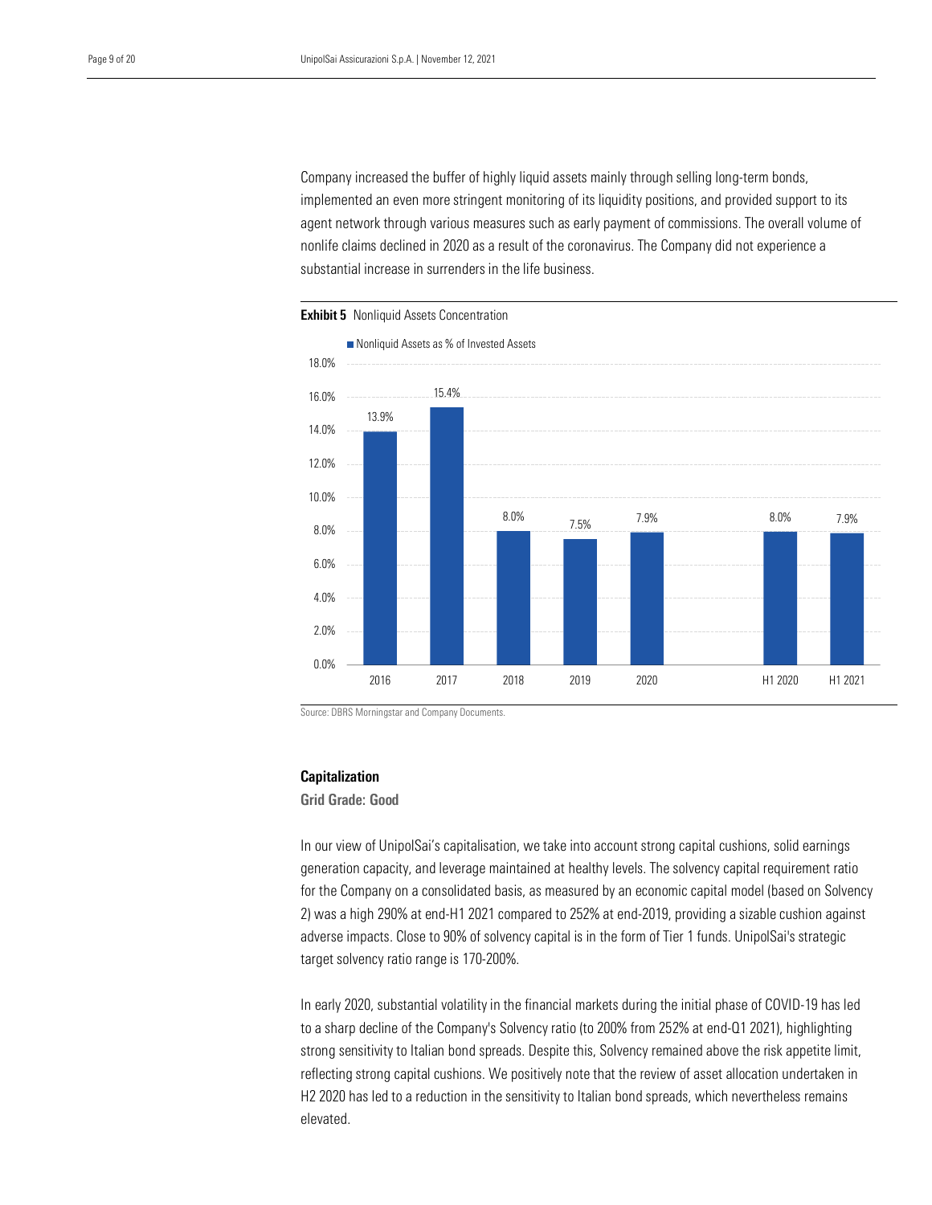Company increased the buffer of highly liquid assets mainly through selling long-term bonds, implemented an even more stringent monitoring of its liquidity positions, and provided support to its agent network through various measures such as early payment of commissions. The overall volume of nonlife claims declined in 2020 as a result of the coronavirus. The Company did not experience a substantial increase in surrenders in the life business.

**Exhibit 5** Nonliquid Assets Concentration

| | Nonliquid Assets as % of Invested Assets |
|---|---|
| 2016 | 13.9% |
| 2017 | 15.4% |
| 2018 | 8.0% |
| 2019 | 7.5% |
| 2020 | 7.9% |
| H1 2020 | 8.0% |
| H1 2021 | 7.9% |

Source: DBRS Morningstar and Company Documents.

### Capitalization

**Grid Grade: Good**

In our view of UnipolSai's capitalisation, we take into account strong capital cushions, solid earnings generation capacity, and leverage maintained at healthy levels. The solvency capital requirement ratio for the Company on a consolidated basis, as measured by an economic capital model (based on Solvency 2) was a high 290% at end-H1 2021 compared to 252% at end-2019, providing a sizable cushion against adverse impacts. Close to 90% of solvency capital is in the form of Tier 1 funds. UnipolSai's strategic target solvency ratio range is 170-200%.

In early 2020, substantial volatility in the financial markets during the initial phase of COVID-19 has led to a sharp decline of the Company's Solvency ratio (to 200% from 252% at end-Q1 2021), highlighting strong sensitivity to Italian bond spreads. Despite this, Solvency remained above the risk appetite limit, reflecting strong capital cushions. We positively note that the review of asset allocation undertaken in H2 2020 has led to a reduction in the sensitivity to Italian bond spreads, which nevertheless remains elevated.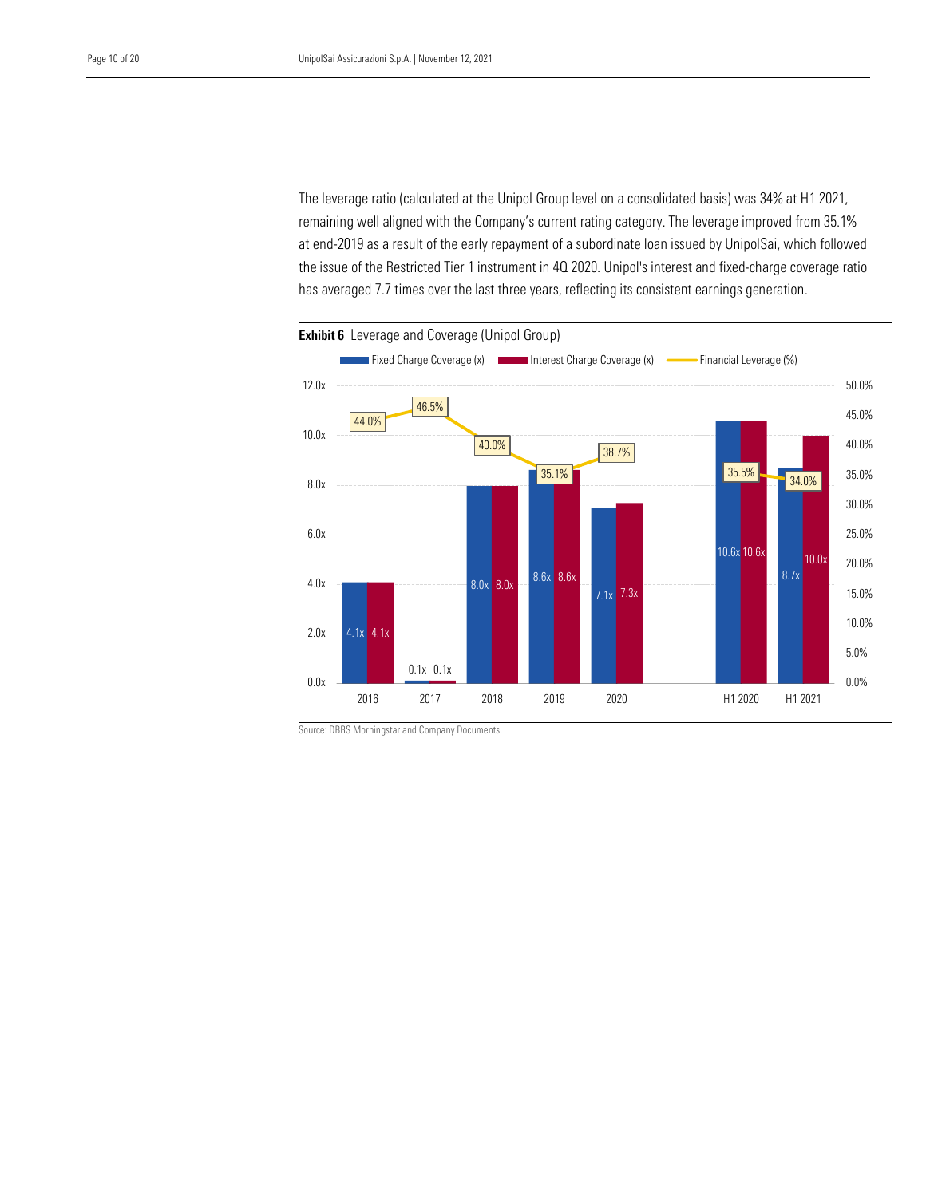The leverage ratio (calculated at the Unipol Group level on a consolidated basis) was 34% at H1 2021, remaining well aligned with the Company's current rating category. The leverage improved from 35.1% at end-2019 as a result of the early repayment of a subordinate loan issued by UnipolSai, which followed the issue of the Restricted Tier 1 instrument in 4Q 2020. Unipol's interest and fixed-charge coverage ratio has averaged 7.7 times over the last three years, reflecting its consistent earnings generation.

**Exhibit 6** Leverage and Coverage (Unipol Group)

| | 2016 | 2017 | 2018 | 2019 | 2020 | H1 2020 | H1 2021 |
|---|---|---|---|---|---|---|---|
| Fixed Charge Coverage (x) | 4.1x | 0.1x | 8.0x | 8.6x | 7.1x | 10.6x | 8.7x |
| Interest Charge Coverage (x) | 4.1x | 0.1x | 8.0x | 8.6x | 7.3x | 10.6x | 10.0x |
| Financial Leverage (%) | 44.0% | 46.5% | 40.0% | 35.1% | 38.7% | 35.5% | 34.0% |

Source: DBRS Morningstar and Company Documents.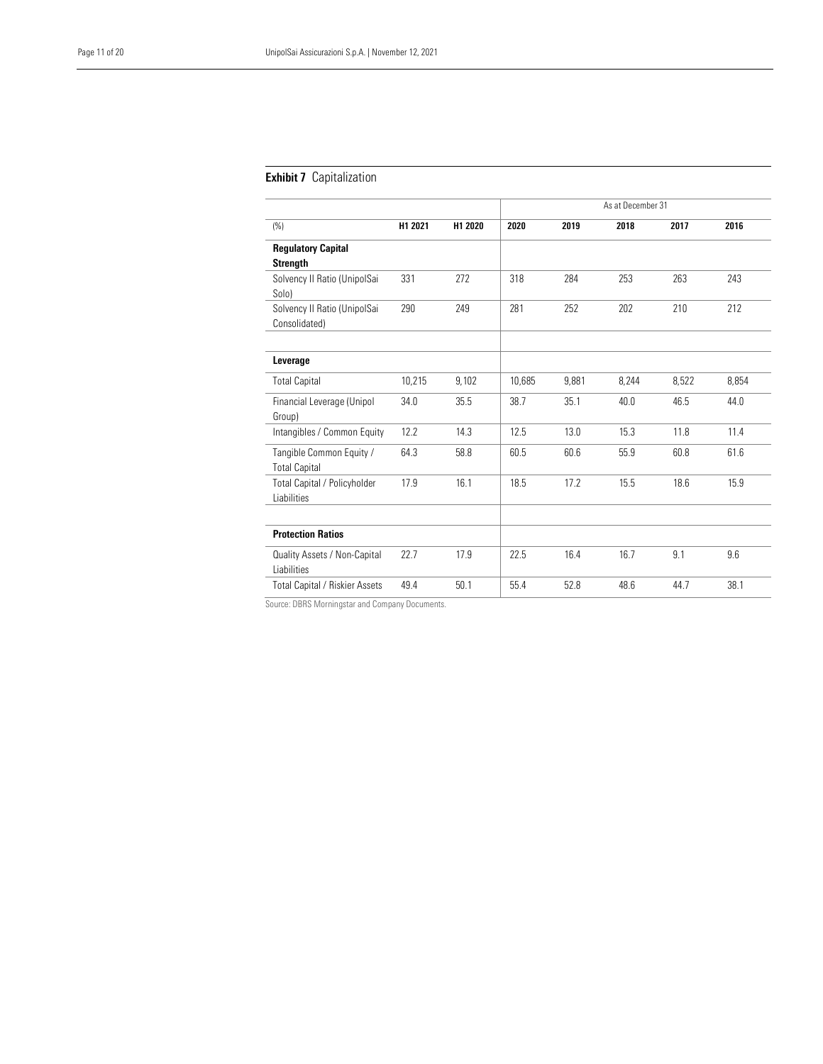**Exhibit 7** Capitalization

| | | | As at December 31 | | | | |
|---|---|---|---|---|---|---|---|
| (%) | H1 2021 | H1 2020 | 2020 | 2019 | 2018 | 2017 | 2016 |
| **Regulatory Capital Strength** | | | | | | | |
| Solvency II Ratio (UnipolSai Solo) | 331 | 272 | 318 | 284 | 253 | 263 | 243 |
| Solvency II Ratio (UnipolSai Consolidated) | 290 | 249 | 281 | 252 | 202 | 210 | 212 |
| | | | | | | | |
| **Leverage** | | | | | | | |
| Total Capital | 10,215 | 9,102 | 10,685 | 9,881 | 8,244 | 8,522 | 8,854 |
| Financial Leverage (Unipol Group) | 34.0 | 35.5 | 38.7 | 35.1 | 40.0 | 46.5 | 44.0 |
| Intangibles / Common Equity | 12.2 | 14.3 | 12.5 | 13.0 | 15.3 | 11.8 | 11.4 |
| Tangible Common Equity / Total Capital | 64.3 | 58.8 | 60.5 | 60.6 | 55.9 | 60.8 | 61.6 |
| Total Capital / Policyholder Liabilities | 17.9 | 16.1 | 18.5 | 17.2 | 15.5 | 18.6 | 15.9 |
| | | | | | | | |
| **Protection Ratios** | | | | | | | |
| Quality Assets / Non-Capital Liabilities | 22.7 | 17.9 | 22.5 | 16.4 | 16.7 | 9.1 | 9.6 |
| Total Capital / Riskier Assets | 49.4 | 50.1 | 55.4 | 52.8 | 48.6 | 44.7 | 38.1 |

Source: DBRS Morningstar and Company Documents.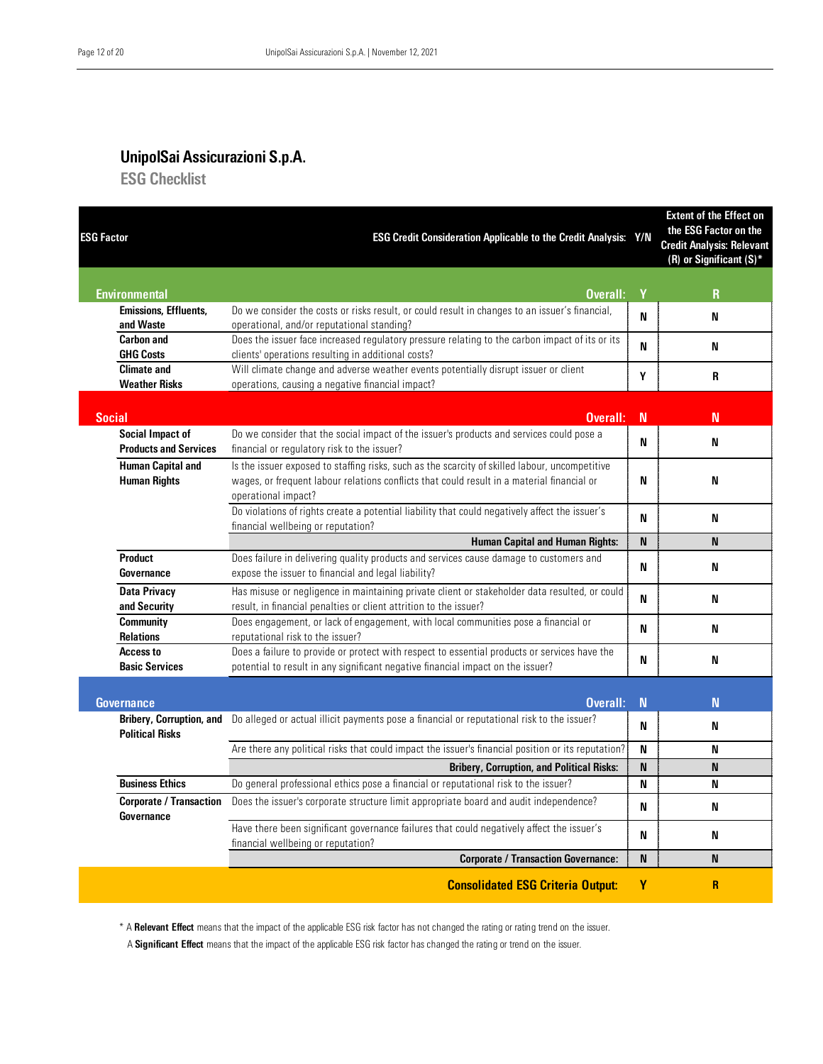## UnipolSai Assicurazioni S.p.A.

### ESG Checklist

| ESG Factor | ESG Credit Consideration Applicable to the Credit Analysis: | Y/N | Extent of the Effect on the ESG Factor on the Credit Analysis: Relevant (R) or Significant (S)* |
|---|---|---|---|
| **Environmental** | **Overall:** | **Y** | **R** |
| Emissions, Effluents, and Waste | Do we consider the costs or risks result, or could result in changes to an issuer's financial, operational, and/or reputational standing? | N | N |
| Carbon and GHG Costs | Does the issuer face increased regulatory pressure relating to the carbon impact of its or its clients' operations resulting in additional costs? | N | N |
| Climate and Weather Risks | Will climate change and adverse weather events potentially disrupt issuer or client operations, causing a negative financial impact? | Y | R |
| **Social** | **Overall:** | **N** | **N** |
| Social Impact of Products and Services | Do we consider that the social impact of the issuer's products and services could pose a financial or regulatory risk to the issuer? | N | N |
| Human Capital and Human Rights | Is the issuer exposed to staffing risks, such as the scarcity of skilled labour, uncompetitive wages, or frequent labour relations conflicts that could result in a material financial or operational impact? | N | N |
| | Do violations of rights create a potential liability that could negatively affect the issuer's financial wellbeing or reputation? | N | N |
| | **Human Capital and Human Rights:** | **N** | **N** |
| Product Governance | Does failure in delivering quality products and services cause damage to customers and expose the issuer to financial and legal liability? | N | N |
| Data Privacy and Security | Has misuse or negligence in maintaining private client or stakeholder data resulted, or could result, in financial penalties or client attrition to the issuer? | N | N |
| Community Relations | Does engagement, or lack of engagement, with local communities pose a financial or reputational risk to the issuer? | N | N |
| Access to Basic Services | Does a failure to provide or protect with respect to essential products or services have the potential to result in any significant negative financial impact on the issuer? | N | N |
| **Governance** | **Overall:** | **N** | **N** |
| Bribery, Corruption, and Political Risks | Do alleged or actual illicit payments pose a financial or reputational risk to the issuer? | N | N |
| | Are there any political risks that could impact the issuer's financial position or its reputation? | N | N |
| | **Bribery, Corruption, and Political Risks:** | **N** | **N** |
| Business Ethics | Do general professional ethics pose a financial or reputational risk to the issuer? | N | N |
| Corporate / Transaction Governance | Does the issuer's corporate structure limit appropriate board and audit independence? | N | N |
| | Have there been significant governance failures that could negatively affect the issuer's financial wellbeing or reputation? | N | N |
| | **Corporate / Transaction Governance:** | **N** | **N** |
| | **Consolidated ESG Criteria Output:** | **Y** | **R** |

\* A **Relevant Effect** means that the impact of the applicable ESG risk factor has not changed the rating or rating trend on the issuer.
A **Significant Effect** means that the impact of the applicable ESG risk factor has changed the rating or trend on the issuer.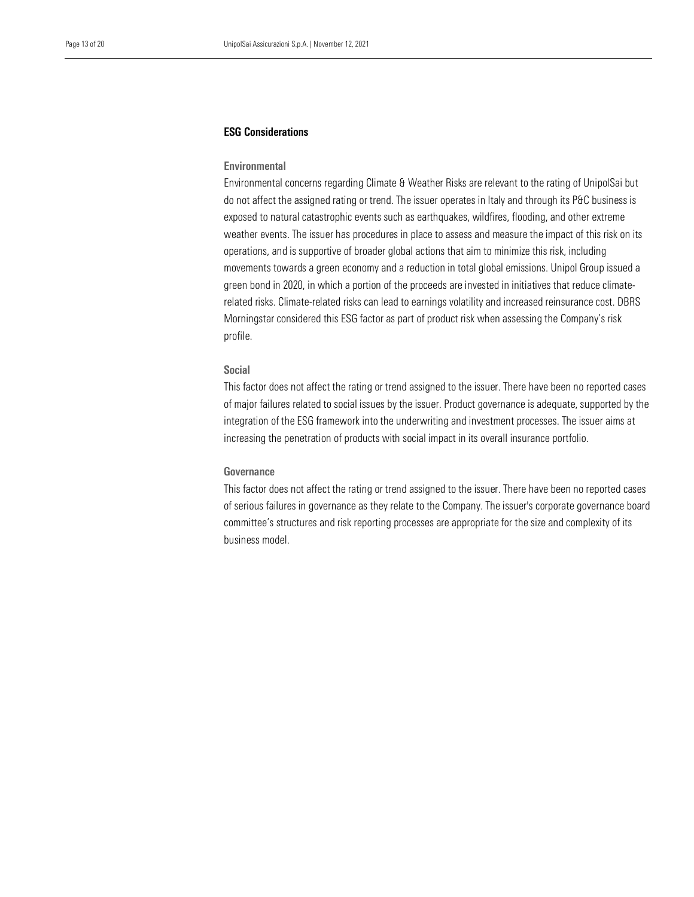## ESG Considerations

### Environmental

Environmental concerns regarding Climate & Weather Risks are relevant to the rating of UnipolSai but do not affect the assigned rating or trend. The issuer operates in Italy and through its P&C business is exposed to natural catastrophic events such as earthquakes, wildfires, flooding, and other extreme weather events. The issuer has procedures in place to assess and measure the impact of this risk on its operations, and is supportive of broader global actions that aim to minimize this risk, including movements towards a green economy and a reduction in total global emissions. Unipol Group issued a green bond in 2020, in which a portion of the proceeds are invested in initiatives that reduce climate-related risks. Climate-related risks can lead to earnings volatility and increased reinsurance cost. DBRS Morningstar considered this ESG factor as part of product risk when assessing the Company's risk profile.

### Social

This factor does not affect the rating or trend assigned to the issuer. There have been no reported cases of major failures related to social issues by the issuer. Product governance is adequate, supported by the integration of the ESG framework into the underwriting and investment processes. The issuer aims at increasing the penetration of products with social impact in its overall insurance portfolio.

### Governance

This factor does not affect the rating or trend assigned to the issuer. There have been no reported cases of serious failures in governance as they relate to the Company. The issuer's corporate governance board committee's structures and risk reporting processes are appropriate for the size and complexity of its business model.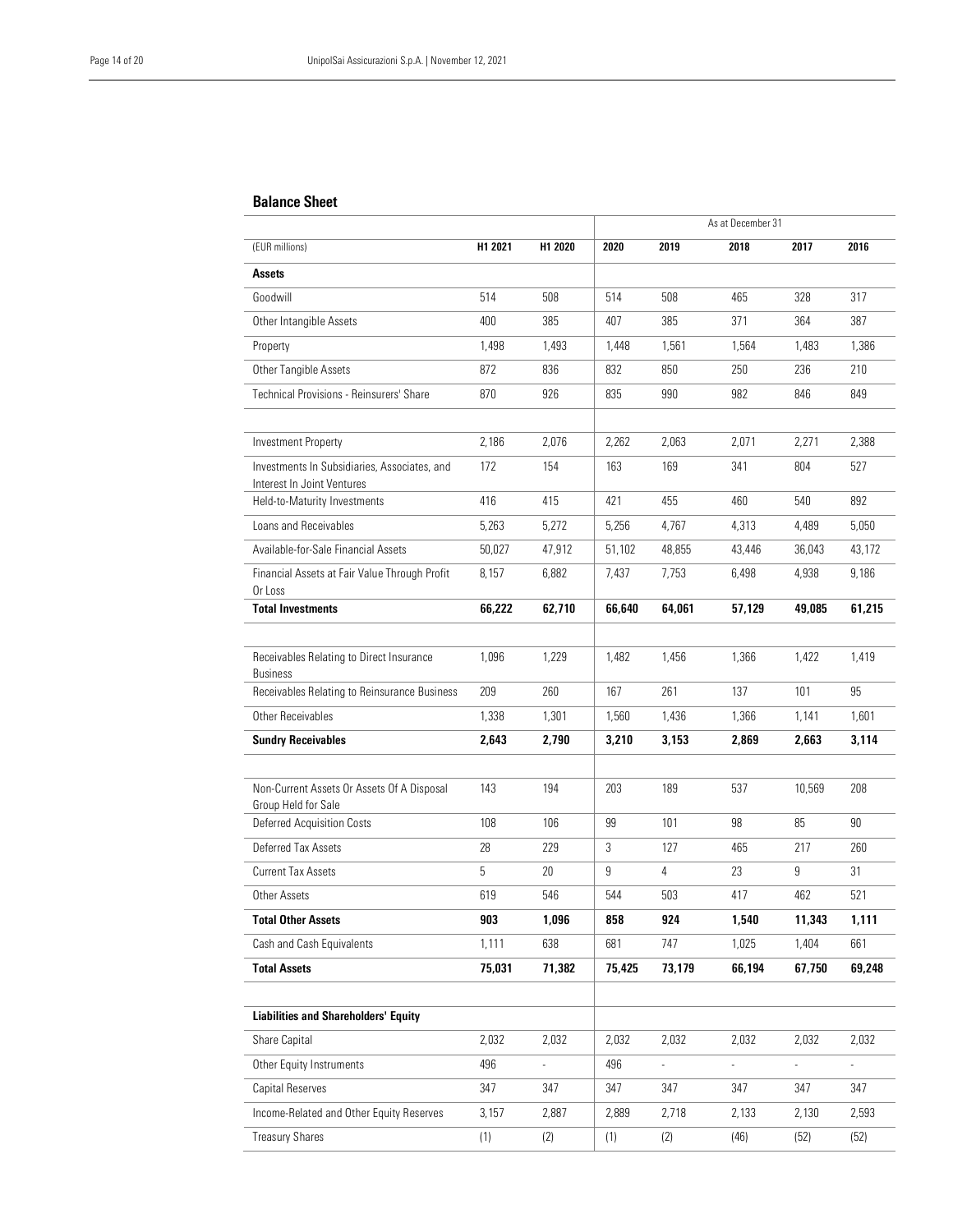## Balance Sheet

| | | | As at December 31 | | | | |
|---|---|---|---|---|---|---|---|
| (EUR millions) | **H1 2021** | **H1 2020** | **2020** | **2019** | **2018** | **2017** | **2016** |
| **Assets** | | | | | | | |
| Goodwill | 514 | 508 | 514 | 508 | 465 | 328 | 317 |
| Other Intangible Assets | 400 | 385 | 407 | 385 | 371 | 364 | 387 |
| Property | 1,498 | 1,493 | 1,448 | 1,561 | 1,564 | 1,483 | 1,386 |
| Other Tangible Assets | 872 | 836 | 832 | 850 | 250 | 236 | 210 |
| Technical Provisions - Reinsurers' Share | 870 | 926 | 835 | 990 | 982 | 846 | 849 |
| | | | | | | | |
| Investment Property | 2,186 | 2,076 | 2,262 | 2,063 | 2,071 | 2,271 | 2,388 |
| Investments In Subsidiaries, Associates, and Interest In Joint Ventures | 172 | 154 | 163 | 169 | 341 | 804 | 527 |
| Held-to-Maturity Investments | 416 | 415 | 421 | 455 | 460 | 540 | 892 |
| Loans and Receivables | 5,263 | 5,272 | 5,256 | 4,767 | 4,313 | 4,489 | 5,050 |
| Available-for-Sale Financial Assets | 50,027 | 47,912 | 51,102 | 48,855 | 43,446 | 36,043 | 43,172 |
| Financial Assets at Fair Value Through Profit Or Loss | 8,157 | 6,882 | 7,437 | 7,753 | 6,498 | 4,938 | 9,186 |
| **Total Investments** | **66,222** | **62,710** | **66,640** | **64,061** | **57,129** | **49,085** | **61,215** |
| | | | | | | | |
| Receivables Relating to Direct Insurance Business | 1,096 | 1,229 | 1,482 | 1,456 | 1,366 | 1,422 | 1,419 |
| Receivables Relating to Reinsurance Business | 209 | 260 | 167 | 261 | 137 | 101 | 95 |
| Other Receivables | 1,338 | 1,301 | 1,560 | 1,436 | 1,366 | 1,141 | 1,601 |
| **Sundry Receivables** | **2,643** | **2,790** | **3,210** | **3,153** | **2,869** | **2,663** | **3,114** |
| | | | | | | | |
| Non-Current Assets Or Assets Of A Disposal Group Held for Sale | 143 | 194 | 203 | 189 | 537 | 10,569 | 208 |
| Deferred Acquisition Costs | 108 | 106 | 99 | 101 | 98 | 85 | 90 |
| Deferred Tax Assets | 28 | 229 | 3 | 127 | 465 | 217 | 260 |
| Current Tax Assets | 5 | 20 | 9 | 4 | 23 | 9 | 31 |
| Other Assets | 619 | 546 | 544 | 503 | 417 | 462 | 521 |
| **Total Other Assets** | **903** | **1,096** | **858** | **924** | **1,540** | **11,343** | **1,111** |
| Cash and Cash Equivalents | 1,111 | 638 | 681 | 747 | 1,025 | 1,404 | 661 |
| **Total Assets** | **75,031** | **71,382** | **75,425** | **73,179** | **66,194** | **67,750** | **69,248** |
| | | | | | | | |
| **Liabilities and Shareholders' Equity** | | | | | | | |
| Share Capital | 2,032 | 2,032 | 2,032 | 2,032 | 2,032 | 2,032 | 2,032 |
| Other Equity Instruments | 496 | - | 496 | - | - | - | - |
| Capital Reserves | 347 | 347 | 347 | 347 | 347 | 347 | 347 |
| Income-Related and Other Equity Reserves | 3,157 | 2,887 | 2,889 | 2,718 | 2,133 | 2,130 | 2,593 |
| Treasury Shares | (1) | (2) | (1) | (2) | (46) | (52) | (52) |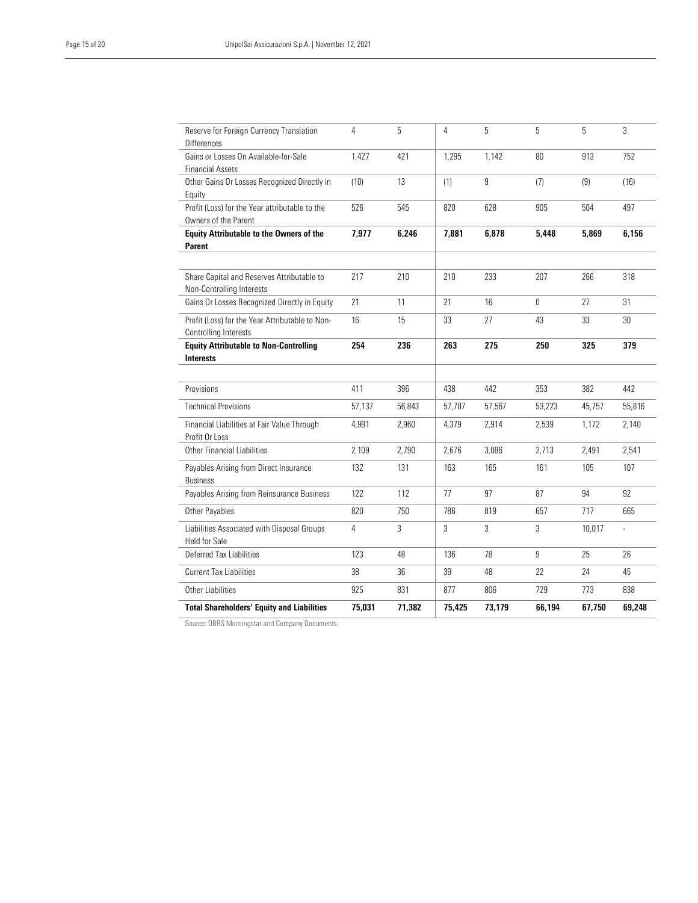| | | | | | | | |
|---|---|---|---|---|---|---|---|
| Reserve for Foreign Currency Translation Differences | 4 | 5 | 4 | 5 | 5 | 5 | 3 |
| Gains or Losses On Available-for-Sale Financial Assets | 1,427 | 421 | 1,295 | 1,142 | 80 | 913 | 752 |
| Other Gains Or Losses Recognized Directly in Equity | (10) | 13 | (1) | 9 | (7) | (9) | (16) |
| Profit (Loss) for the Year attributable to the Owners of the Parent | 526 | 545 | 820 | 628 | 905 | 504 | 497 |
| **Equity Attributable to the Owners of the Parent** | **7,977** | **6,246** | **7,881** | **6,878** | **5,448** | **5,869** | **6,156** |
| | | | | | | | |
| Share Capital and Reserves Attributable to Non-Controlling Interests | 217 | 210 | 210 | 233 | 207 | 266 | 318 |
| Gains Or Losses Recognized Directly in Equity | 21 | 11 | 21 | 16 | 0 | 27 | 31 |
| Profit (Loss) for the Year Attributable to Non-Controlling Interests | 16 | 15 | 33 | 27 | 43 | 33 | 30 |
| **Equity Attributable to Non-Controlling Interests** | **254** | **236** | **263** | **275** | **250** | **325** | **379** |
| | | | | | | | |
| Provisions | 411 | 396 | 438 | 442 | 353 | 382 | 442 |
| Technical Provisions | 57,137 | 56,843 | 57,707 | 57,567 | 53,223 | 45,757 | 55,816 |
| Financial Liabilities at Fair Value Through Profit Or Loss | 4,981 | 2,960 | 4,379 | 2,914 | 2,539 | 1,172 | 2,140 |
| Other Financial Liabilities | 2,109 | 2,790 | 2,676 | 3,086 | 2,713 | 2,491 | 2,541 |
| Payables Arising from Direct Insurance Business | 132 | 131 | 163 | 165 | 161 | 105 | 107 |
| Payables Arising from Reinsurance Business | 122 | 112 | 77 | 97 | 87 | 94 | 92 |
| Other Payables | 820 | 750 | 786 | 819 | 657 | 717 | 665 |
| Liabilities Associated with Disposal Groups Held for Sale | 4 | 3 | 3 | 3 | 3 | 10,017 | - |
| Deferred Tax Liabilities | 123 | 48 | 136 | 78 | 9 | 25 | 26 |
| Current Tax Liabilities | 38 | 36 | 39 | 48 | 22 | 24 | 45 |
| Other Liabilities | 925 | 831 | 877 | 806 | 729 | 773 | 838 |
| **Total Shareholders' Equity and Liabilities** | **75,031** | **71,382** | **75,425** | **73,179** | **66,194** | **67,750** | **69,248** |

Source: DBRS Morningstar and Company Documents.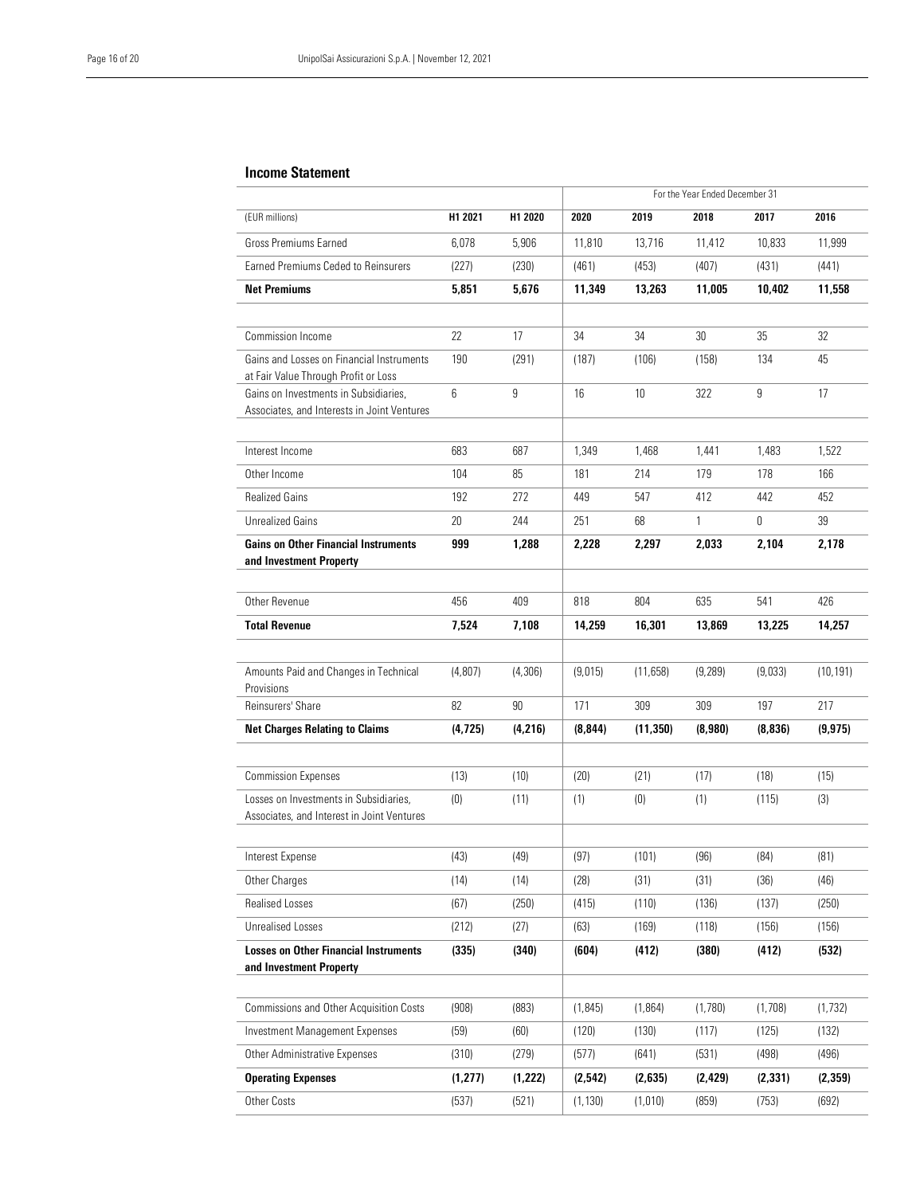## Income Statement

| (EUR millions) | H1 2021 | H1 2020 | For the Year Ended December 31 2020 | 2019 | 2018 | 2017 | 2016 |
|---|---|---|---|---|---|---|---|
| Gross Premiums Earned | 6,078 | 5,906 | 11,810 | 13,716 | 11,412 | 10,833 | 11,999 |
| Earned Premiums Ceded to Reinsurers | (227) | (230) | (461) | (453) | (407) | (431) | (441) |
| **Net Premiums** | **5,851** | **5,676** | **11,349** | **13,263** | **11,005** | **10,402** | **11,558** |
| | | | | | | | |
| Commission Income | 22 | 17 | 34 | 34 | 30 | 35 | 32 |
| Gains and Losses on Financial Instruments at Fair Value Through Profit or Loss | 190 | (291) | (187) | (106) | (158) | 134 | 45 |
| Gains on Investments in Subsidiaries, Associates, and Interests in Joint Ventures | 6 | 9 | 16 | 10 | 322 | 9 | 17 |
| | | | | | | | |
| Interest Income | 683 | 687 | 1,349 | 1,468 | 1,441 | 1,483 | 1,522 |
| Other Income | 104 | 85 | 181 | 214 | 179 | 178 | 166 |
| Realized Gains | 192 | 272 | 449 | 547 | 412 | 442 | 452 |
| Unrealized Gains | 20 | 244 | 251 | 68 | 1 | 0 | 39 |
| **Gains on Other Financial Instruments and Investment Property** | **999** | **1,288** | **2,228** | **2,297** | **2,033** | **2,104** | **2,178** |
| | | | | | | | |
| Other Revenue | 456 | 409 | 818 | 804 | 635 | 541 | 426 |
| **Total Revenue** | **7,524** | **7,108** | **14,259** | **16,301** | **13,869** | **13,225** | **14,257** |
| | | | | | | | |
| Amounts Paid and Changes in Technical Provisions | (4,807) | (4,306) | (9,015) | (11,658) | (9,289) | (9,033) | (10,191) |
| Reinsurers' Share | 82 | 90 | 171 | 309 | 309 | 197 | 217 |
| **Net Charges Relating to Claims** | **(4,725)** | **(4,216)** | **(8,844)** | **(11,350)** | **(8,980)** | **(8,836)** | **(9,975)** |
| | | | | | | | |
| Commission Expenses | (13) | (10) | (20) | (21) | (17) | (18) | (15) |
| Losses on Investments in Subsidiaries, Associates, and Interest in Joint Ventures | (0) | (11) | (1) | (0) | (1) | (115) | (3) |
| | | | | | | | |
| Interest Expense | (43) | (49) | (97) | (101) | (96) | (84) | (81) |
| Other Charges | (14) | (14) | (28) | (31) | (31) | (36) | (46) |
| Realised Losses | (67) | (250) | (415) | (110) | (136) | (137) | (250) |
| Unrealised Losses | (212) | (27) | (63) | (169) | (118) | (156) | (156) |
| **Losses on Other Financial Instruments and Investment Property** | **(335)** | **(340)** | **(604)** | **(412)** | **(380)** | **(412)** | **(532)** |
| | | | | | | | |
| Commissions and Other Acquisition Costs | (908) | (883) | (1,845) | (1,864) | (1,780) | (1,708) | (1,732) |
| Investment Management Expenses | (59) | (60) | (120) | (130) | (117) | (125) | (132) |
| Other Administrative Expenses | (310) | (279) | (577) | (641) | (531) | (498) | (496) |
| **Operating Expenses** | **(1,277)** | **(1,222)** | **(2,542)** | **(2,635)** | **(2,429)** | **(2,331)** | **(2,359)** |
| Other Costs | (537) | (521) | (1,130) | (1,010) | (859) | (753) | (692) |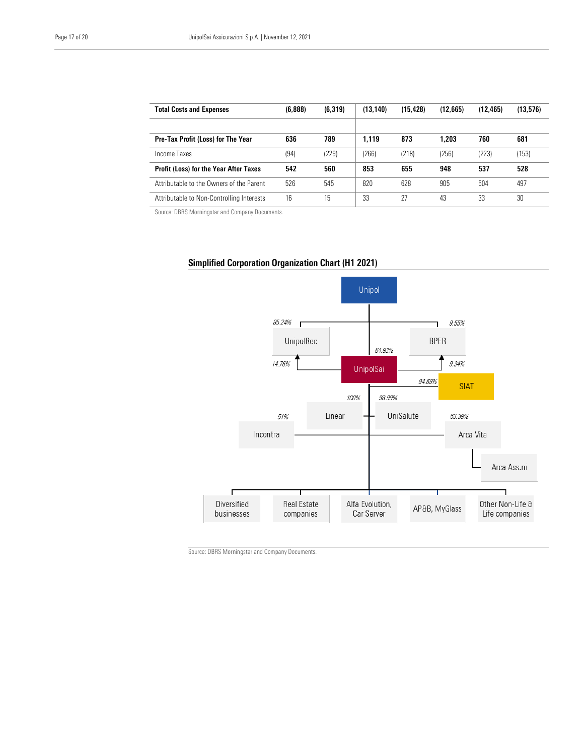| Total Costs and Expenses | (6,888) | (6,319) | (13,140) | (15,428) | (12,665) | (12,465) | (13,576) |
|---|---|---|---|---|---|---|---|
| | | | | | | | |
| **Pre-Tax Profit (Loss) for The Year** | **636** | **789** | **1,119** | **873** | **1,203** | **760** | **681** |
| Income Taxes | (94) | (229) | (266) | (218) | (256) | (223) | (153) |
| **Profit (Loss) for the Year After Taxes** | **542** | **560** | **853** | **655** | **948** | **537** | **528** |
| Attributable to the Owners of the Parent | 526 | 545 | 820 | 628 | 905 | 504 | 497 |
| Attributable to Non-Controlling Interests | 16 | 15 | 33 | 27 | 43 | 33 | 30 |

Source: DBRS Morningstar and Company Documents.

## Simplified Corporation Organization Chart (H1 2021)

- Unipol
  - UnipolRec: 85.24% (Unipol); 14.76% (UnipolSai)
  - BPER: 9.55% (Unipol); 9.34% (UnipolSai)
  - UnipolSai: 84.93%
    - SIAT: 94.69%
    - Linear: 100%
    - UniSalute: 98.99%
    - Incontra: 51%
    - Arca Vita: 63.39%
      - Arca Ass.ni
    - Diversified businesses
    - Real Estate companies
    - Alfa Evolution, Car Server
    - AP&B, MyGlass
    - Other Non-Life & Life companies

Source: DBRS Morningstar and Company Documents.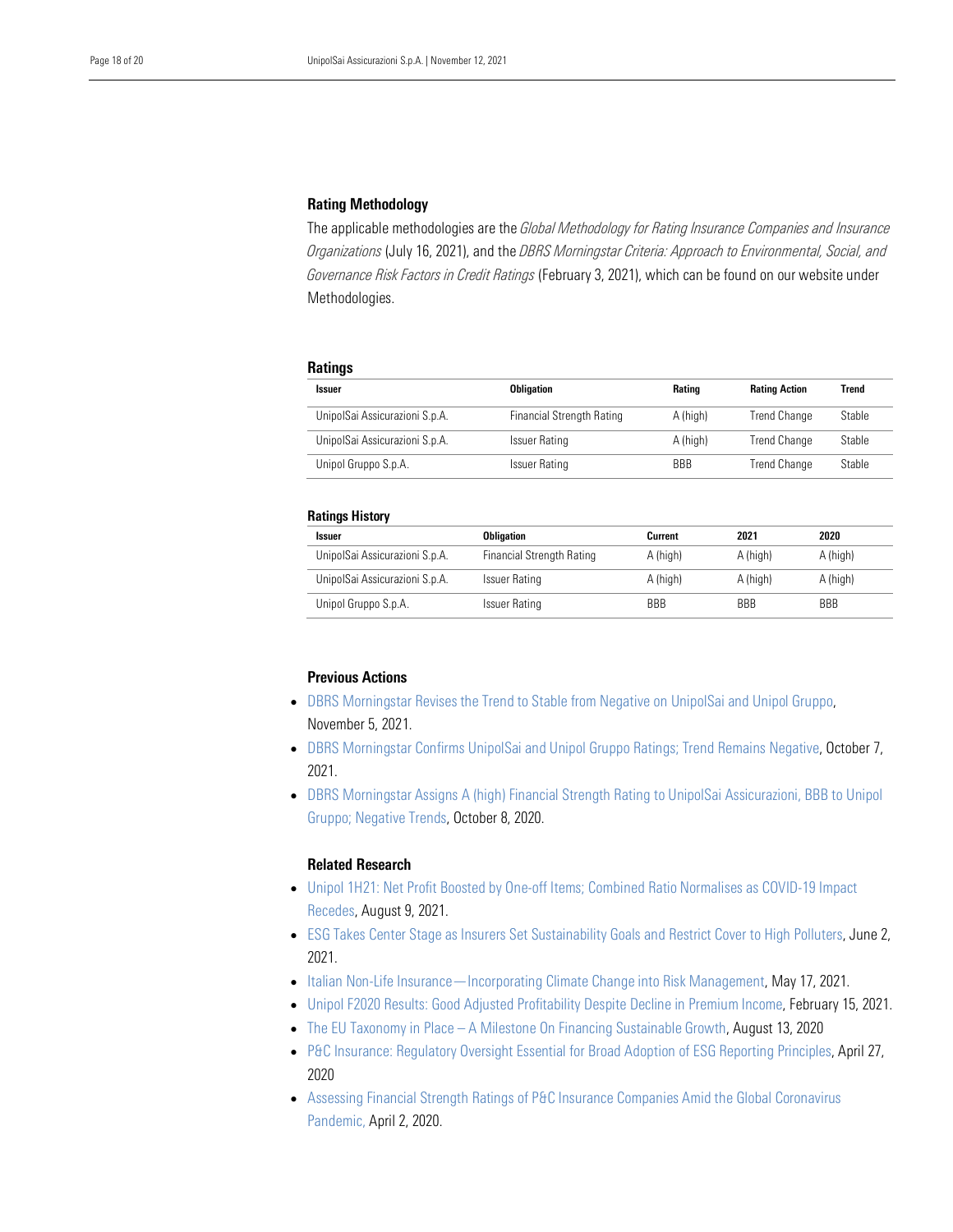### Rating Methodology

The applicable methodologies are the *Global Methodology for Rating Insurance Companies and Insurance Organizations* (July 16, 2021), and the *DBRS Morningstar Criteria: Approach to Environmental, Social, and Governance Risk Factors in Credit Ratings* (February 3, 2021), which can be found on our website under Methodologies.

### Ratings

| Issuer | Obligation | Rating | Rating Action | Trend |
|---|---|---|---|---|
| UnipolSai Assicurazioni S.p.A. | Financial Strength Rating | A (high) | Trend Change | Stable |
| UnipolSai Assicurazioni S.p.A. | Issuer Rating | A (high) | Trend Change | Stable |
| Unipol Gruppo S.p.A. | Issuer Rating | BBB | Trend Change | Stable |

### Ratings History

| Issuer | Obligation | Current | 2021 | 2020 |
|---|---|---|---|---|
| UnipolSai Assicurazioni S.p.A. | Financial Strength Rating | A (high) | A (high) | A (high) |
| UnipolSai Assicurazioni S.p.A. | Issuer Rating | A (high) | A (high) | A (high) |
| Unipol Gruppo S.p.A. | Issuer Rating | BBB | BBB | BBB |

### Previous Actions

- DBRS Morningstar Revises the Trend to Stable from Negative on UnipolSai and Unipol Gruppo, November 5, 2021.
- DBRS Morningstar Confirms UnipolSai and Unipol Gruppo Ratings; Trend Remains Negative, October 7, 2021.
- DBRS Morningstar Assigns A (high) Financial Strength Rating to UnipolSai Assicurazioni, BBB to Unipol Gruppo; Negative Trends, October 8, 2020.

### Related Research

- Unipol 1H21: Net Profit Boosted by One-off Items; Combined Ratio Normalises as COVID-19 Impact Recedes, August 9, 2021.
- ESG Takes Center Stage as Insurers Set Sustainability Goals and Restrict Cover to High Polluters, June 2, 2021.
- Italian Non-Life Insurance—Incorporating Climate Change into Risk Management, May 17, 2021.
- Unipol F2020 Results: Good Adjusted Profitability Despite Decline in Premium Income, February 15, 2021.
- The EU Taxonomy in Place – A Milestone On Financing Sustainable Growth, August 13, 2020
- P&C Insurance: Regulatory Oversight Essential for Broad Adoption of ESG Reporting Principles, April 27, 2020
- Assessing Financial Strength Ratings of P&C Insurance Companies Amid the Global Coronavirus Pandemic, April 2, 2020.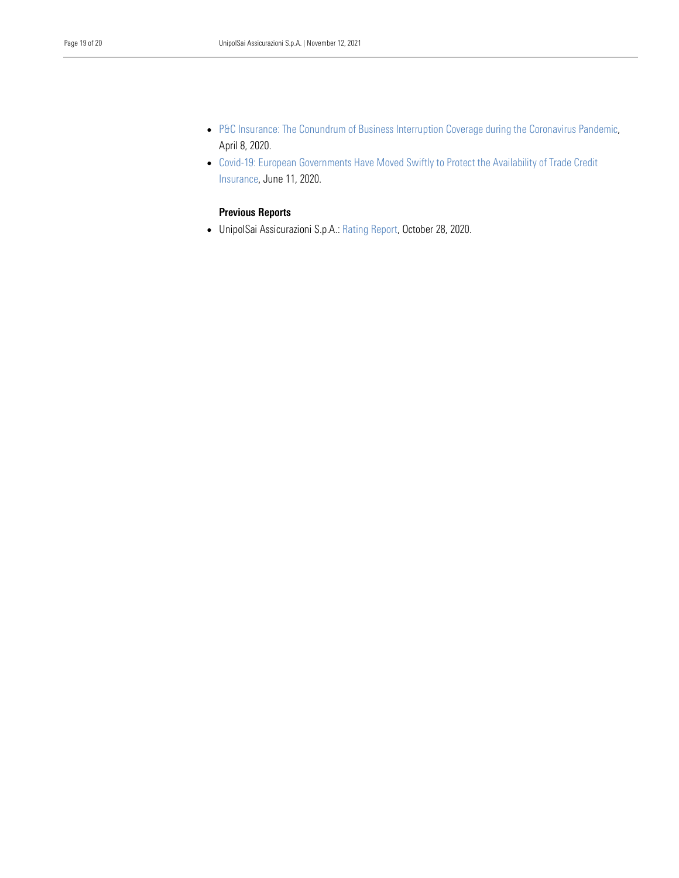- P&C Insurance: The Conundrum of Business Interruption Coverage during the Coronavirus Pandemic, April 8, 2020.
- Covid-19: European Governments Have Moved Swiftly to Protect the Availability of Trade Credit Insurance, June 11, 2020.

**Previous Reports**

- UnipolSai Assicurazioni S.p.A.: Rating Report, October 28, 2020.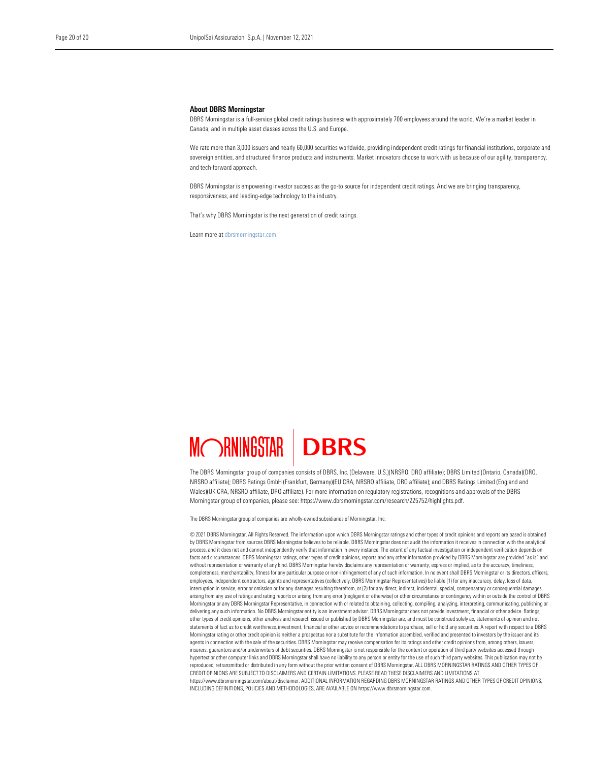### About DBRS Morningstar

DBRS Morningstar is a full-service global credit ratings business with approximately 700 employees around the world. We're a market leader in Canada, and in multiple asset classes across the U.S. and Europe.

We rate more than 3,000 issuers and nearly 60,000 securities worldwide, providing independent credit ratings for financial institutions, corporate and sovereign entities, and structured finance products and instruments. Market innovators choose to work with us because of our agility, transparency, and tech-forward approach.

DBRS Morningstar is empowering investor success as the go-to source for independent credit ratings. And we are bringing transparency, responsiveness, and leading-edge technology to the industry.

That's why DBRS Morningstar is the next generation of credit ratings.

Learn more at dbrsmorningstar.com.

MORNINGSTAR | DBRS

The DBRS Morningstar group of companies consists of DBRS, Inc. (Delaware, U.S.)(NRSRO, DRO affiliate); DBRS Limited (Ontario, Canada)(DRO, NRSRO affiliate); DBRS Ratings GmbH (Frankfurt, Germany)(EU CRA, NRSRO affiliate, DRO affiliate); and DBRS Ratings Limited (England and Wales)(UK CRA, NRSRO affiliate, DRO affiliate). For more information on regulatory registrations, recognitions and approvals of the DBRS Morningstar group of companies, please see: https://www.dbrsmorningstar.com/research/225752/highlights.pdf.

The DBRS Morningstar group of companies are wholly-owned subsidiaries of Morningstar, Inc.

© 2021 DBRS Morningstar. All Rights Reserved. The information upon which DBRS Morningstar ratings and other types of credit opinions and reports are based is obtained by DBRS Morningstar from sources DBRS Morningstar believes to be reliable. DBRS Morningstar does not audit the information it receives in connection with the analytical process, and it does not and cannot independently verify that information in every instance. The extent of any factual investigation or independent verification depends on facts and circumstances. DBRS Morningstar ratings, other types of credit opinions, reports and any other information provided by DBRS Morningstar are provided "as is" and without representation or warranty of any kind. DBRS Morningstar hereby disclaims any representation or warranty, express or implied, as to the accuracy, timeliness, completeness, merchantability, fitness for any particular purpose or non-infringement of any of such information. In no event shall DBRS Morningstar or its directors, officers, employees, independent contractors, agents and representatives (collectively, DBRS Morningstar Representatives) be liable (1) for any inaccuracy, delay, loss of data, interruption in service, error or omission or for any damages resulting therefrom, or (2) for any direct, indirect, incidental, special, compensatory or consequential damages arising from any use of ratings and rating reports or arising from any error (negligent or otherwise) or other circumstance or contingency within or outside the control of DBRS Morningstar or any DBRS Morningstar Representative, in connection with or related to obtaining, collecting, compiling, analyzing, interpreting, communicating, publishing or delivering any such information. No DBRS Morningstar entity is an investment advisor. DBRS Morningstar does not provide investment, financial or other advice. Ratings, other types of credit opinions, other analysis and research issued or published by DBRS Morningstar are, and must be construed solely as, statements of opinion and not statements of fact as to credit worthiness, investment, financial or other advice or recommendations to purchase, sell or hold any securities. A report with respect to a DBRS Morningstar rating or other credit opinion is neither a prospectus nor a substitute for the information assembled, verified and presented to investors by the issuer and its agents in connection with the sale of the securities. DBRS Morningstar may receive compensation for its ratings and other credit opinions from, among others, issuers, insurers, guarantors and/or underwriters of debt securities. DBRS Morningstar is not responsible for the content or operation of third party websites accessed through hypertext or other computer links and DBRS Morningstar shall have no liability to any person or entity for the use of such third party websites. This publication may not be reproduced, retransmitted or distributed in any form without the prior written consent of DBRS Morningstar. ALL DBRS MORNINGSTAR RATINGS AND OTHER TYPES OF CREDIT OPINIONS ARE SUBJECT TO DISCLAIMERS AND CERTAIN LIMITATIONS. PLEASE READ THESE DISCLAIMERS AND LIMITATIONS AT https://www.dbrsmorningstar.com/about/disclaimer. ADDITIONAL INFORMATION REGARDING DBRS MORNINGSTAR RATINGS AND OTHER TYPES OF CREDIT OPINIONS, INCLUDING DEFINITIONS, POLICIES AND METHODOLOGIES, ARE AVAILABLE ON https://www.dbrsmorningstar.com.